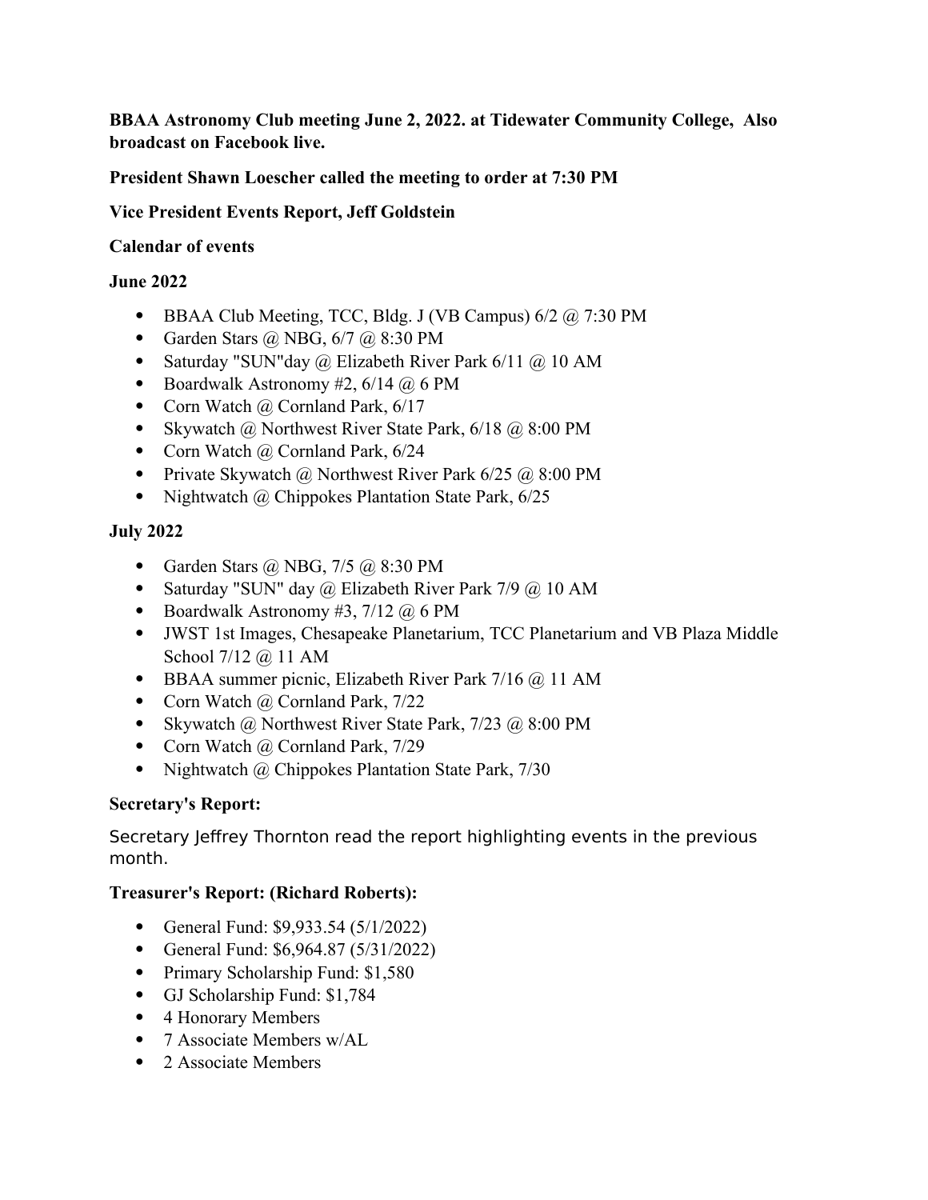**BBAA Astronomy Club meeting June 2, 2022. at Tidewater Community College, Also broadcast on Facebook live.**

**President Shawn Loescher called the meeting to order at 7:30 PM**

**Vice President Events Report, Jeff Goldstein**

**Calendar of events**

**June 2022**

- BBAA Club Meeting, TCC, Bldg. J (VB Campus) 6/2 @ 7:30 PM
- Garden Stars @ NBG, 6/7 @ 8:30 PM
- Saturday "SUN"day @ Elizabeth River Park 6/11 @ 10 AM
- Boardwalk Astronomy #2, 6/14 @ 6 PM
- Corn Watch @ Cornland Park, 6/17
- Skywatch @ Northwest River State Park, 6/18 @ 8:00 PM
- Corn Watch @ Cornland Park, 6/24
- Private Skywatch @ Northwest River Park 6/25 @ 8:00 PM
- Nightwatch @ Chippokes Plantation State Park, 6/25

**July 2022**

- Garden Stars @ NBG, 7/5 @ 8:30 PM
- Saturday "SUN" day @ Elizabeth River Park 7/9 @ 10 AM
- Boardwalk Astronomy #3, 7/12 @ 6 PM
- JWST 1st Images, Chesapeake Planetarium, TCC Planetarium and VB Plaza Middle School 7/12 @ 11 AM
- BBAA summer picnic, Elizabeth River Park 7/16 @ 11 AM
- Corn Watch @ Cornland Park, 7/22
- Skywatch @ Northwest River State Park, 7/23 @ 8:00 PM
- Corn Watch @ Cornland Park, 7/29
- Nightwatch @ Chippokes Plantation State Park, 7/30

**Secretary's Report:**

Secretary Jeffrey Thornton read the report highlighting events in the previous month.

**Treasurer's Report: (Richard Roberts):**

- General Fund: $9,933.54 (5/1/2022)
- General Fund: $6,964.87 (5/31/2022)
- Primary Scholarship Fund: $1,580
- GJ Scholarship Fund: $1,784
- 4 Honorary Members
- 7 Associate Members w/AL
- 2 Associate Members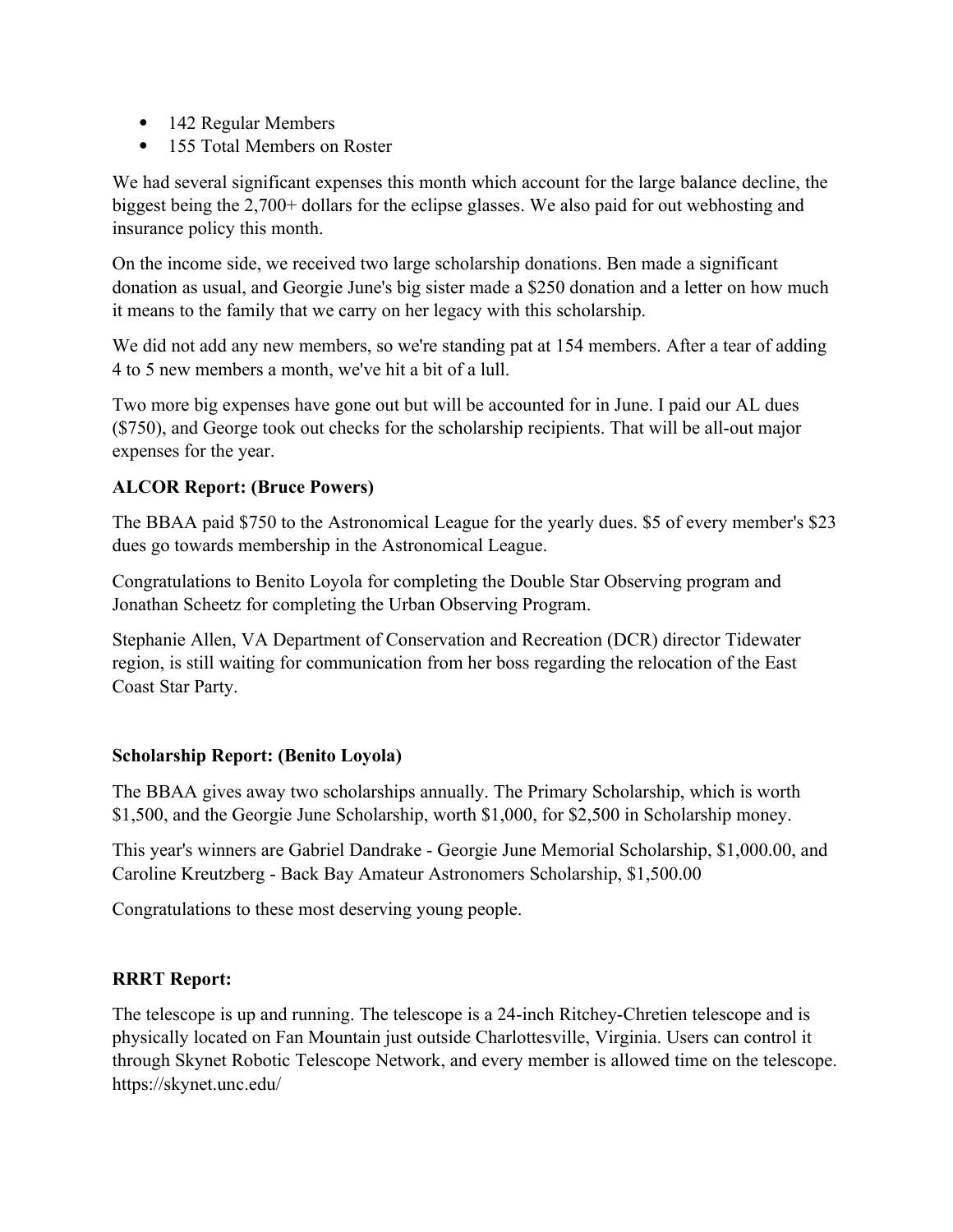- 142 Regular Members
- 155 Total Members on Roster

We had several significant expenses this month which account for the large balance decline, the biggest being the 2,700+ dollars for the eclipse glasses. We also paid for out webhosting and insurance policy this month.

On the income side, we received two large scholarship donations. Ben made a significant donation as usual, and Georgie June's big sister made a $250 donation and a letter on how much it means to the family that we carry on her legacy with this scholarship.

We did not add any new members, so we're standing pat at 154 members. After a tear of adding 4 to 5 new members a month, we've hit a bit of a lull.

Two more big expenses have gone out but will be accounted for in June. I paid our AL dues ($750), and George took out checks for the scholarship recipients. That will be all-out major expenses for the year.

**ALCOR Report: (Bruce Powers)**

The BBAA paid $750 to the Astronomical League for the yearly dues. $5 of every member's $23 dues go towards membership in the Astronomical League.

Congratulations to Benito Loyola for completing the Double Star Observing program and Jonathan Scheetz for completing the Urban Observing Program.

Stephanie Allen, VA Department of Conservation and Recreation (DCR) director Tidewater region, is still waiting for communication from her boss regarding the relocation of the East Coast Star Party.

**Scholarship Report: (Benito Loyola)**

The BBAA gives away two scholarships annually. The Primary Scholarship, which is worth $1,500, and the Georgie June Scholarship, worth $1,000, for $2,500 in Scholarship money.

This year's winners are Gabriel Dandrake - Georgie June Memorial Scholarship, $1,000.00, and Caroline Kreutzberg - Back Bay Amateur Astronomers Scholarship, $1,500.00

Congratulations to these most deserving young people.

**RRRT Report:**

The telescope is up and running. The telescope is a 24-inch Ritchey-Chretien telescope and is physically located on Fan Mountain just outside Charlottesville, Virginia. Users can control it through Skynet Robotic Telescope Network, and every member is allowed time on the telescope. https://skynet.unc.edu/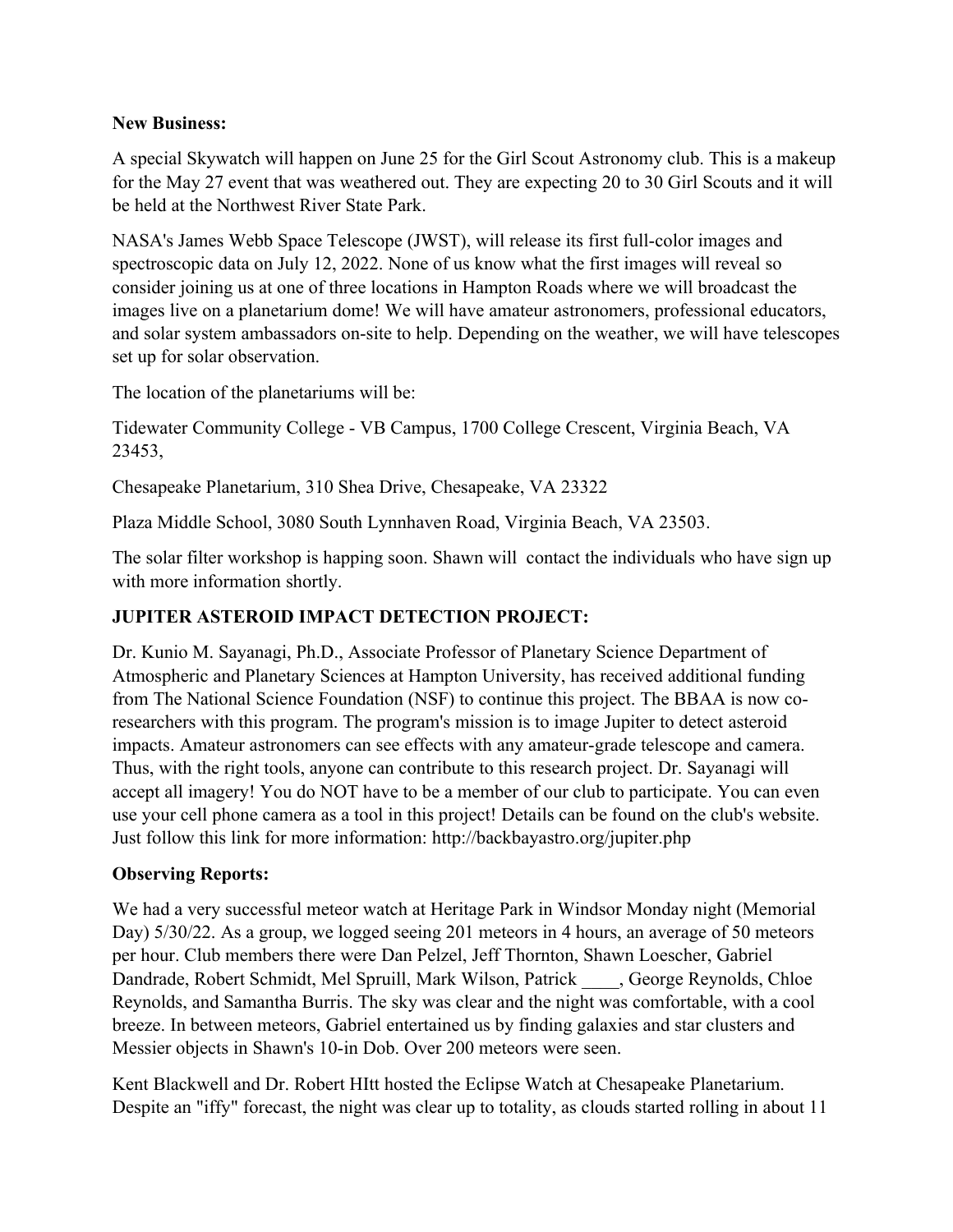**New Business:**

A special Skywatch will happen on June 25 for the Girl Scout Astronomy club. This is a makeup for the May 27 event that was weathered out. They are expecting 20 to 30 Girl Scouts and it will be held at the Northwest River State Park.

NASA's James Webb Space Telescope (JWST), will release its first full-color images and spectroscopic data on July 12, 2022. None of us know what the first images will reveal so consider joining us at one of three locations in Hampton Roads where we will broadcast the images live on a planetarium dome! We will have amateur astronomers, professional educators, and solar system ambassadors on-site to help. Depending on the weather, we will have telescopes set up for solar observation.

The location of the planetariums will be:

Tidewater Community College - VB Campus, 1700 College Crescent, Virginia Beach, VA 23453,

Chesapeake Planetarium, 310 Shea Drive, Chesapeake, VA 23322

Plaza Middle School, 3080 South Lynnhaven Road, Virginia Beach, VA 23503.

The solar filter workshop is happing soon. Shawn will contact the individuals who have sign up with more information shortly.

## JUPITER ASTEROID IMPACT DETECTION PROJECT:

Dr. Kunio M. Sayanagi, Ph.D., Associate Professor of Planetary Science Department of Atmospheric and Planetary Sciences at Hampton University, has received additional funding from The National Science Foundation (NSF) to continue this project. The BBAA is now co-researchers with this program. The program's mission is to image Jupiter to detect asteroid impacts. Amateur astronomers can see effects with any amateur-grade telescope and camera. Thus, with the right tools, anyone can contribute to this research project. Dr. Sayanagi will accept all imagery! You do NOT have to be a member of our club to participate. You can even use your cell phone camera as a tool in this project! Details can be found on the club's website. Just follow this link for more information: http://backbayastro.org/jupiter.php

**Observing Reports:**

We had a very successful meteor watch at Heritage Park in Windsor Monday night (Memorial Day) 5/30/22. As a group, we logged seeing 201 meteors in 4 hours, an average of 50 meteors per hour. Club members there were Dan Pelzel, Jeff Thornton, Shawn Loescher, Gabriel Dandrade, Robert Schmidt, Mel Spruill, Mark Wilson, Patrick ____, George Reynolds, Chloe Reynolds, and Samantha Burris. The sky was clear and the night was comfortable, with a cool breeze. In between meteors, Gabriel entertained us by finding galaxies and star clusters and Messier objects in Shawn's 10-in Dob. Over 200 meteors were seen.

Kent Blackwell and Dr. Robert HItt hosted the Eclipse Watch at Chesapeake Planetarium. Despite an "iffy" forecast, the night was clear up to totality, as clouds started rolling in about 11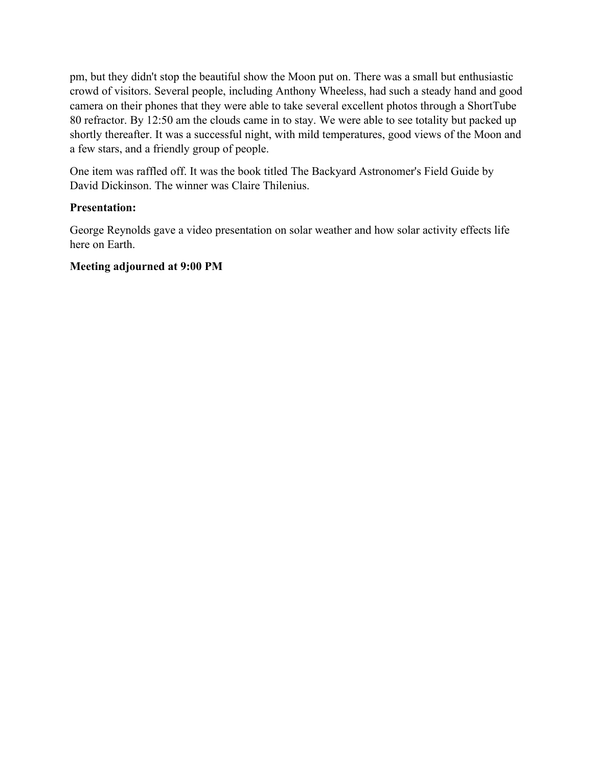pm, but they didn't stop the beautiful show the Moon put on. There was a small but enthusiastic crowd of visitors. Several people, including Anthony Wheeless, had such a steady hand and good camera on their phones that they were able to take several excellent photos through a ShortTube 80 refractor. By 12:50 am the clouds came in to stay. We were able to see totality but packed up shortly thereafter. It was a successful night, with mild temperatures, good views of the Moon and a few stars, and a friendly group of people.

One item was raffled off. It was the book titled The Backyard Astronomer's Field Guide by David Dickinson. The winner was Claire Thilenius.

**Presentation:**

George Reynolds gave a video presentation on solar weather and how solar activity effects life here on Earth.

**Meeting adjourned at 9:00 PM**